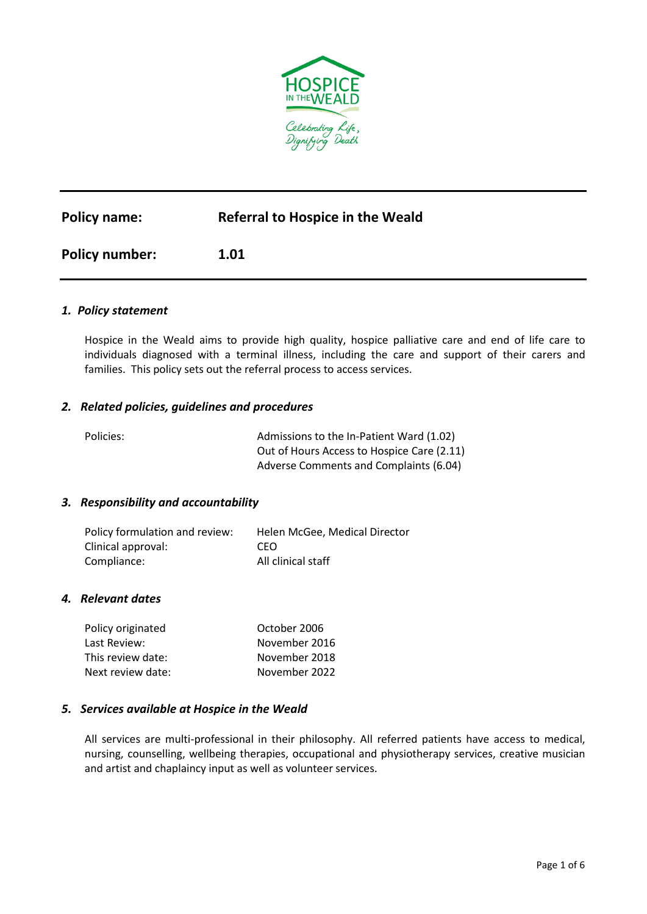| | |
|---|---|
| **Policy name:** | **Referral to Hospice in the Weald** |
| **Policy number:** | **1.01** |

### *1. Policy statement*

Hospice in the Weald aims to provide high quality, hospice palliative care and end of life care to individuals diagnosed with a terminal illness, including the care and support of their carers and families. This policy sets out the referral process to access services.

### *2. Related policies, guidelines and procedures*

| | |
|---|---|
| Policies: | Admissions to the In-Patient Ward (1.02) |
| | Out of Hours Access to Hospice Care (2.11) |
| | Adverse Comments and Complaints (6.04) |

### *3. Responsibility and accountability*

| | |
|---|---|
| Policy formulation and review: | Helen McGee, Medical Director |
| Clinical approval: | CEO |
| Compliance: | All clinical staff |

### *4. Relevant dates*

| | |
|---|---|
| Policy originated | October 2006 |
| Last Review: | November 2016 |
| This review date: | November 2018 |
| Next review date: | November 2022 |

### *5. Services available at Hospice in the Weald*

All services are multi-professional in their philosophy. All referred patients have access to medical, nursing, counselling, wellbeing therapies, occupational and physiotherapy services, creative musician and artist and chaplaincy input as well as volunteer services.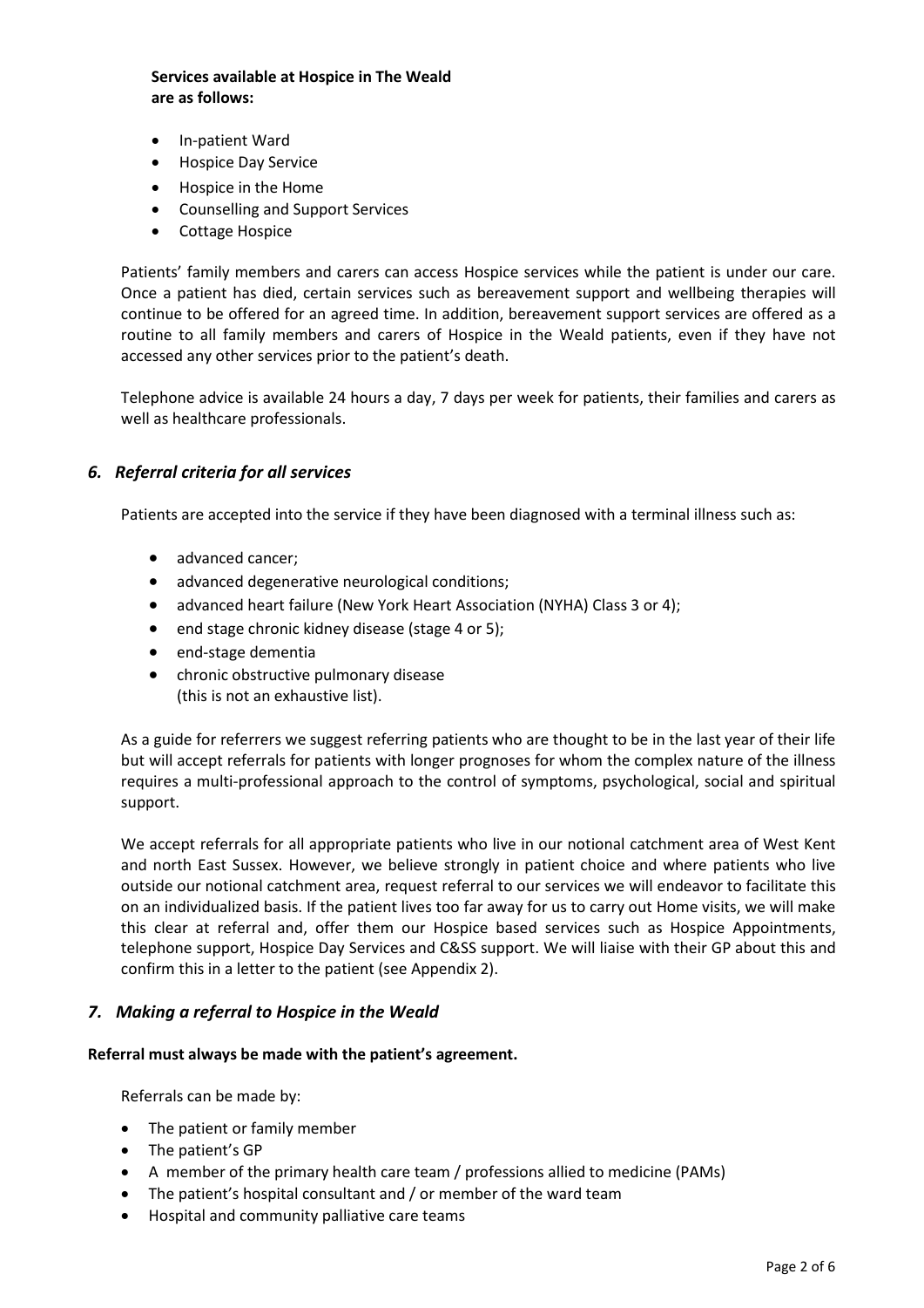**Services available at Hospice in The Weald are as follows:**

- In-patient Ward
- Hospice Day Service
- Hospice in the Home
- Counselling and Support Services
- Cottage Hospice

Patients' family members and carers can access Hospice services while the patient is under our care. Once a patient has died, certain services such as bereavement support and wellbeing therapies will continue to be offered for an agreed time. In addition, bereavement support services are offered as a routine to all family members and carers of Hospice in the Weald patients, even if they have not accessed any other services prior to the patient's death.

Telephone advice is available 24 hours a day, 7 days per week for patients, their families and carers as well as healthcare professionals.

## *6. Referral criteria for all services*

Patients are accepted into the service if they have been diagnosed with a terminal illness such as:

- advanced cancer;
- advanced degenerative neurological conditions;
- advanced heart failure (New York Heart Association (NYHA) Class 3 or 4);
- end stage chronic kidney disease (stage 4 or 5);
- end-stage dementia
- chronic obstructive pulmonary disease (this is not an exhaustive list).

As a guide for referrers we suggest referring patients who are thought to be in the last year of their life but will accept referrals for patients with longer prognoses for whom the complex nature of the illness requires a multi-professional approach to the control of symptoms, psychological, social and spiritual support.

We accept referrals for all appropriate patients who live in our notional catchment area of West Kent and north East Sussex. However, we believe strongly in patient choice and where patients who live outside our notional catchment area, request referral to our services we will endeavor to facilitate this on an individualized basis. If the patient lives too far away for us to carry out Home visits, we will make this clear at referral and, offer them our Hospice based services such as Hospice Appointments, telephone support, Hospice Day Services and C&SS support. We will liaise with their GP about this and confirm this in a letter to the patient (see Appendix 2).

## *7. Making a referral to Hospice in the Weald*

**Referral must always be made with the patient's agreement.**

Referrals can be made by:

- The patient or family member
- The patient's GP
- A member of the primary health care team / professions allied to medicine (PAMs)
- The patient's hospital consultant and / or member of the ward team
- Hospital and community palliative care teams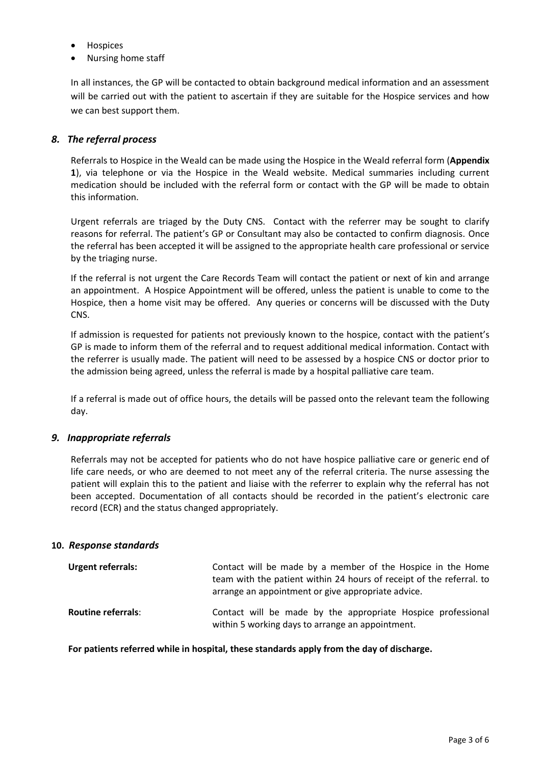- Hospices
- Nursing home staff

In all instances, the GP will be contacted to obtain background medical information and an assessment will be carried out with the patient to ascertain if they are suitable for the Hospice services and how we can best support them.

## *8. The referral process*

Referrals to Hospice in the Weald can be made using the Hospice in the Weald referral form (**Appendix 1**), via telephone or via the Hospice in the Weald website. Medical summaries including current medication should be included with the referral form or contact with the GP will be made to obtain this information.

Urgent referrals are triaged by the Duty CNS. Contact with the referrer may be sought to clarify reasons for referral. The patient's GP or Consultant may also be contacted to confirm diagnosis. Once the referral has been accepted it will be assigned to the appropriate health care professional or service by the triaging nurse.

If the referral is not urgent the Care Records Team will contact the patient or next of kin and arrange an appointment. A Hospice Appointment will be offered, unless the patient is unable to come to the Hospice, then a home visit may be offered. Any queries or concerns will be discussed with the Duty CNS.

If admission is requested for patients not previously known to the hospice, contact with the patient's GP is made to inform them of the referral and to request additional medical information. Contact with the referrer is usually made. The patient will need to be assessed by a hospice CNS or doctor prior to the admission being agreed, unless the referral is made by a hospital palliative care team.

If a referral is made out of office hours, the details will be passed onto the relevant team the following day.

## *9. Inappropriate referrals*

Referrals may not be accepted for patients who do not have hospice palliative care or generic end of life care needs, or who are deemed to not meet any of the referral criteria. The nurse assessing the patient will explain this to the patient and liaise with the referrer to explain why the referral has not been accepted. Documentation of all contacts should be recorded in the patient's electronic care record (ECR) and the status changed appropriately.

## **10.** *Response standards*

**Urgent referrals:** Contact will be made by a member of the Hospice in the Home team with the patient within 24 hours of receipt of the referral. to arrange an appointment or give appropriate advice.

**Routine referrals**: Contact will be made by the appropriate Hospice professional within 5 working days to arrange an appointment.

**For patients referred while in hospital, these standards apply from the day of discharge.**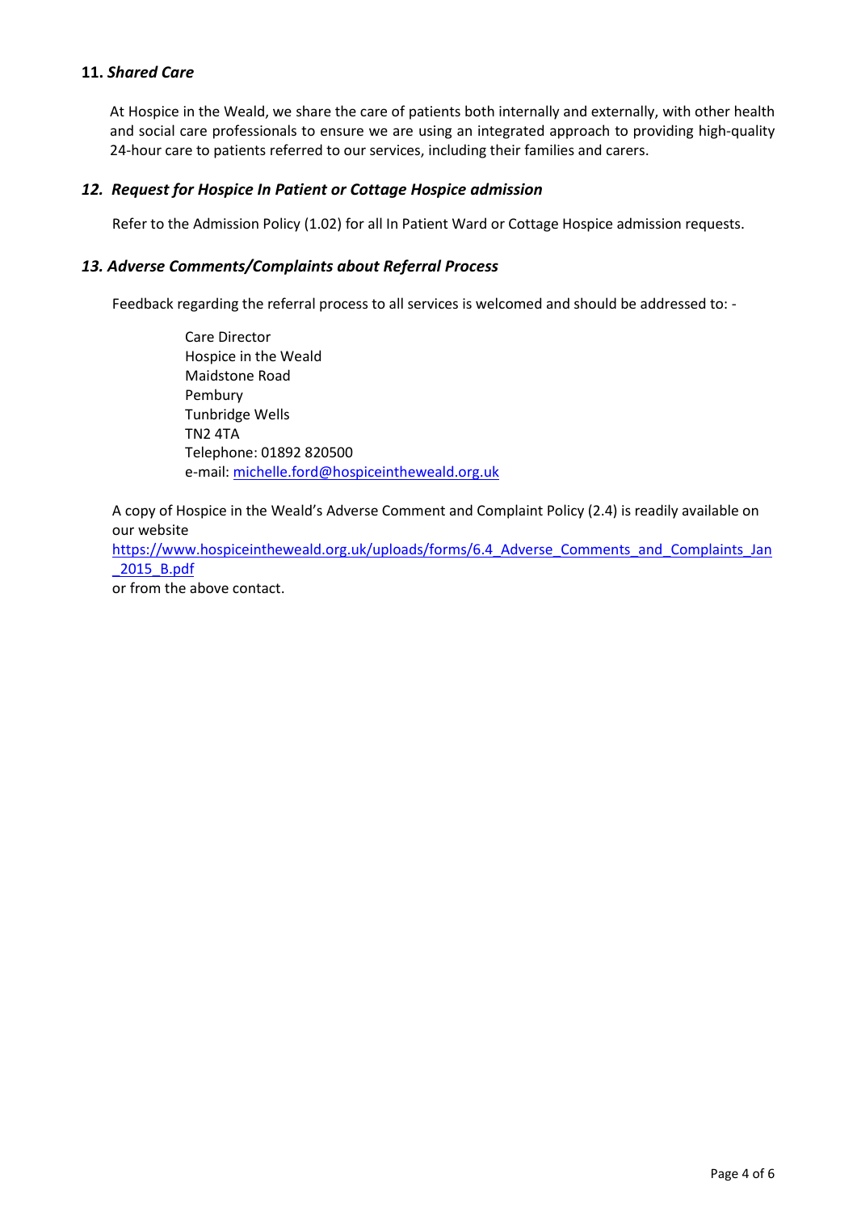## 11. *Shared Care*

At Hospice in the Weald, we share the care of patients both internally and externally, with other health and social care professionals to ensure we are using an integrated approach to providing high-quality 24-hour care to patients referred to our services, including their families and carers.

## *12. Request for Hospice In Patient or Cottage Hospice admission*

Refer to the Admission Policy (1.02) for all In Patient Ward or Cottage Hospice admission requests.

## *13. Adverse Comments/Complaints about Referral Process*

Feedback regarding the referral process to all services is welcomed and should be addressed to: -

Care Director  
Hospice in the Weald  
Maidstone Road  
Pembury  
Tunbridge Wells  
TN2 4TA  
Telephone: 01892 820500  
e-mail: michelle.ford@hospiceintheweald.org.uk

A copy of Hospice in the Weald's Adverse Comment and Complaint Policy (2.4) is readily available on our website https://www.hospiceintheweald.org.uk/uploads/forms/6.4_Adverse_Comments_and_Complaints_Jan_2015_B.pdf or from the above contact.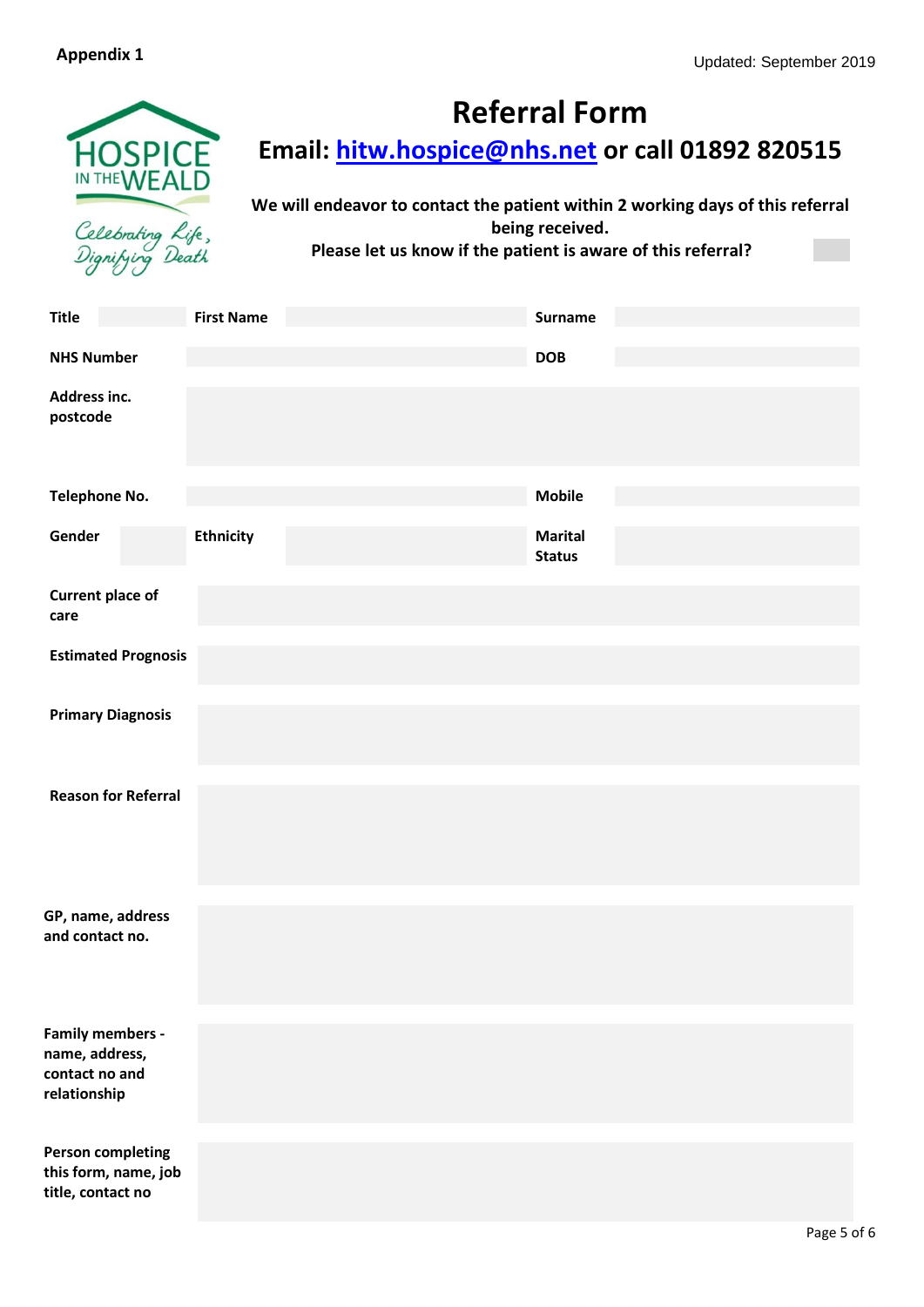**Appendix 1**

Updated: September 2019

HOSPICE IN THE WEALD

Celebrating Life, Dignifying Death

# Referral Form

## Email: [hitw.hospice@nhs.net](mailto:hitw.hospice@nhs.net) or call 01892 820515

**We will endeavor to contact the patient within 2 working days of this referral being received.**

**Please let us know if the patient is aware of this referral?**

| | | | | | |
|---|---|---|---|---|---|
| **Title** | | **First Name** | | **Surname** | |
| **NHS Number** | | | | **DOB** | |
| **Address inc. postcode** | | | | | |
| **Telephone No.** | | | | **Mobile** | |
| **Gender** | | **Ethnicity** | | **Marital Status** | |
| **Current place of care** | | | | | |
| **Estimated Prognosis** | | | | | |
| **Primary Diagnosis** | | | | | |
| **Reason for Referral** | | | | | |
| **GP, name, address and contact no.** | | | | | |
| **Family members - name, address, contact no and relationship** | | | | | |
| **Person completing this form, name, job title, contact no** | | | | | |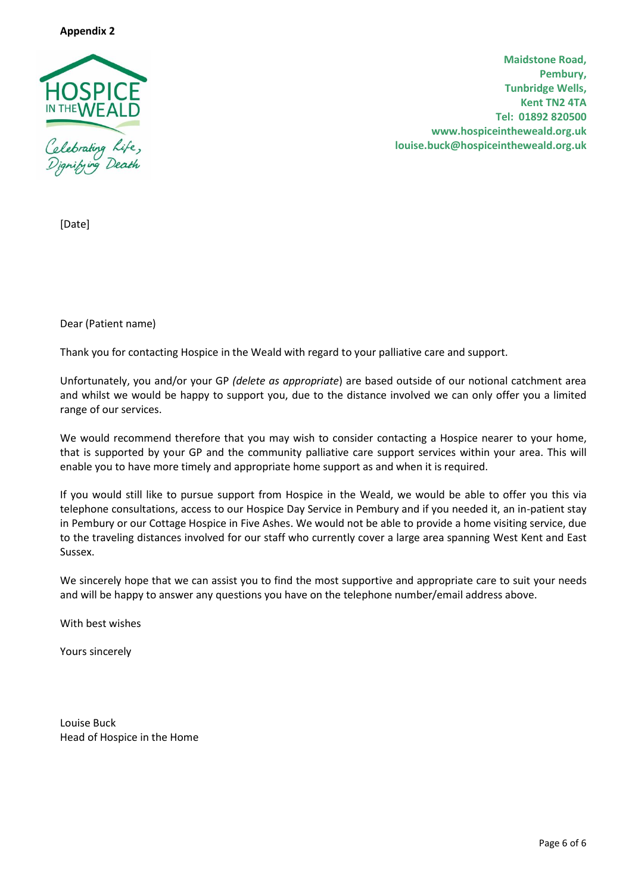**Appendix 2**

HOSPICE IN THE WEALD

Celebrating Life, Dignifying Death

**Maidstone Road,**
**Pembury,**
**Tunbridge Wells,**
**Kent TN2 4TA**
**Tel: 01892 820500**
**www.hospiceintheweald.org.uk**
**louise.buck@hospiceintheweald.org.uk**

[Date]

Dear (Patient name)

Thank you for contacting Hospice in the Weald with regard to your palliative care and support.

Unfortunately, you and/or your GP (*delete as appropriate*) are based outside of our notional catchment area and whilst we would be happy to support you, due to the distance involved we can only offer you a limited range of our services.

We would recommend therefore that you may wish to consider contacting a Hospice nearer to your home, that is supported by your GP and the community palliative care support services within your area. This will enable you to have more timely and appropriate home support as and when it is required.

If you would still like to pursue support from Hospice in the Weald, we would be able to offer you this via telephone consultations, access to our Hospice Day Service in Pembury and if you needed it, an in-patient stay in Pembury or our Cottage Hospice in Five Ashes. We would not be able to provide a home visiting service, due to the traveling distances involved for our staff who currently cover a large area spanning West Kent and East Sussex.

We sincerely hope that we can assist you to find the most supportive and appropriate care to suit your needs and will be happy to answer any questions you have on the telephone number/email address above.

With best wishes

Yours sincerely

Louise Buck
Head of Hospice in the Home